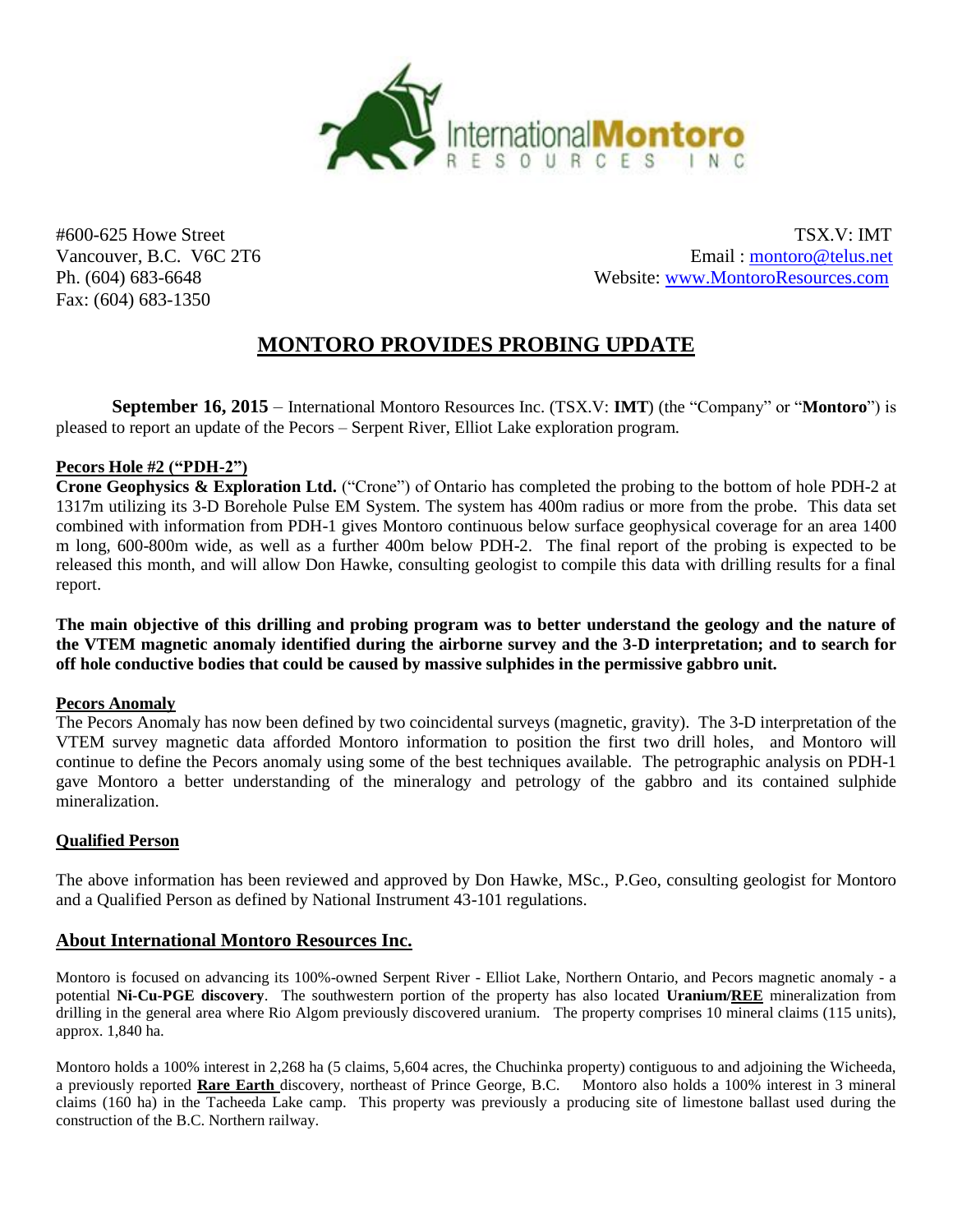International Montoro RESOURCES INC

#600-625 Howe Street
Vancouver, B.C. V6C 2T6
Ph. (604) 683-6648
Fax: (604) 683-1350

TSX.V: IMT
Email : montoro@telus.net
Website: www.MontoroResources.com

# MONTORO PROVIDES PROBING UPDATE

**September 16, 2015** – International Montoro Resources Inc. (TSX.V: **IMT**) (the "Company" or "**Montoro**") is pleased to report an update of the Pecors – Serpent River, Elliot Lake exploration program.

## Pecors Hole #2 ("PDH-2")

**Crone Geophysics & Exploration Ltd.** ("Crone") of Ontario has completed the probing to the bottom of hole PDH-2 at 1317m utilizing its 3-D Borehole Pulse EM System. The system has 400m radius or more from the probe. This data set combined with information from PDH-1 gives Montoro continuous below surface geophysical coverage for an area 1400 m long, 600-800m wide, as well as a further 400m below PDH-2. The final report of the probing is expected to be released this month, and will allow Don Hawke, consulting geologist to compile this data with drilling results for a final report.

**The main objective of this drilling and probing program was to better understand the geology and the nature of the VTEM magnetic anomaly identified during the airborne survey and the 3-D interpretation; and to search for off hole conductive bodies that could be caused by massive sulphides in the permissive gabbro unit.**

## Pecors Anomaly

The Pecors Anomaly has now been defined by two coincidental surveys (magnetic, gravity). The 3-D interpretation of the VTEM survey magnetic data afforded Montoro information to position the first two drill holes, and Montoro will continue to define the Pecors anomaly using some of the best techniques available. The petrographic analysis on PDH-1 gave Montoro a better understanding of the mineralogy and petrology of the gabbro and its contained sulphide mineralization.

## Qualified Person

The above information has been reviewed and approved by Don Hawke, MSc., P.Geo, consulting geologist for Montoro and a Qualified Person as defined by National Instrument 43-101 regulations.

## About International Montoro Resources Inc.

Montoro is focused on advancing its 100%-owned Serpent River - Elliot Lake, Northern Ontario, and Pecors magnetic anomaly - a potential **Ni-Cu-PGE discovery**. The southwestern portion of the property has also located **Uranium/REE** mineralization from drilling in the general area where Rio Algom previously discovered uranium. The property comprises 10 mineral claims (115 units), approx. 1,840 ha.

Montoro holds a 100% interest in 2,268 ha (5 claims, 5,604 acres, the Chuchinka property) contiguous to and adjoining the Wicheeda, a previously reported **Rare Earth** discovery, northeast of Prince George, B.C. Montoro also holds a 100% interest in 3 mineral claims (160 ha) in the Tacheeda Lake camp. This property was previously a producing site of limestone ballast used during the construction of the B.C. Northern railway.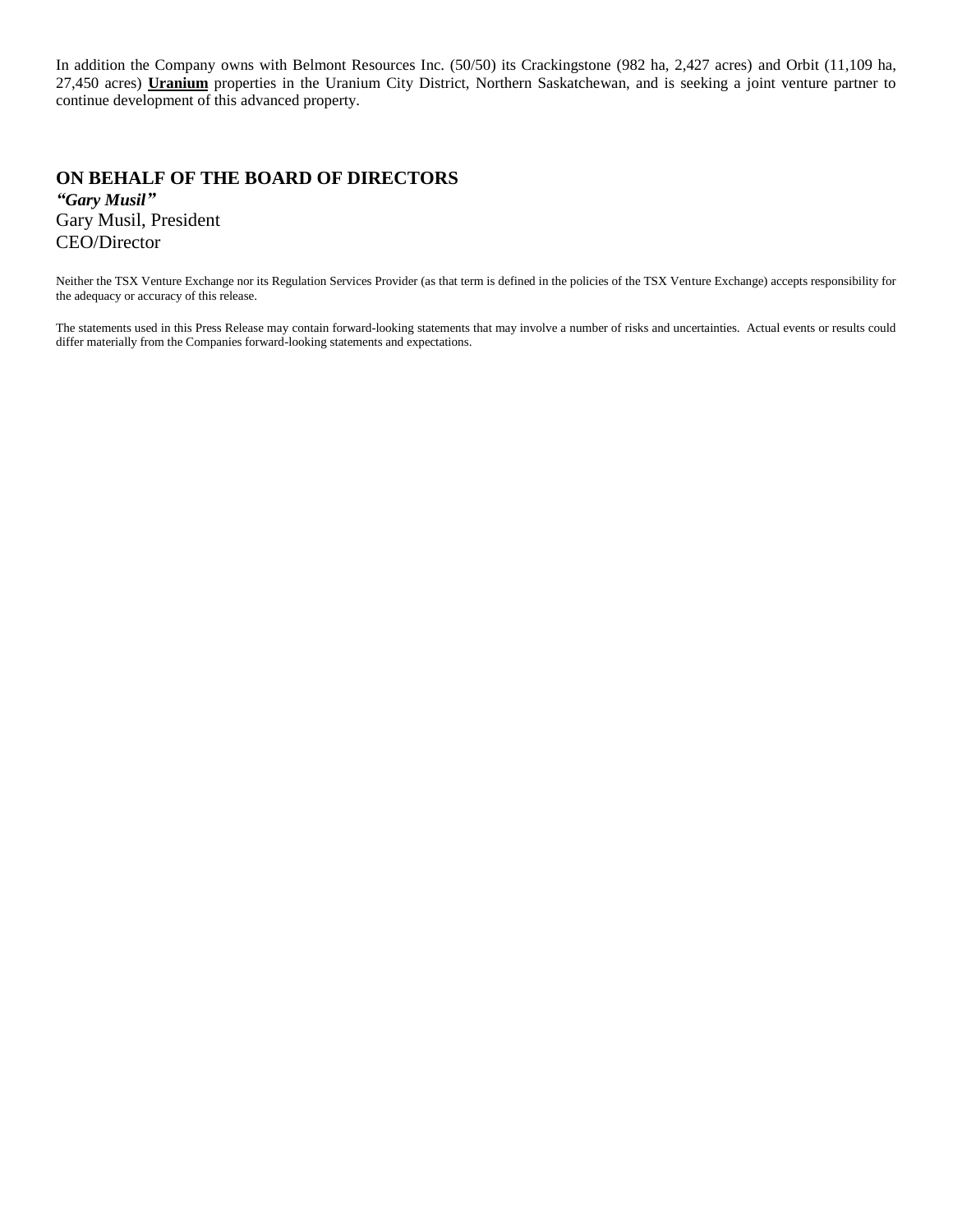In addition the Company owns with Belmont Resources Inc. (50/50) its Crackingstone (982 ha, 2,427 acres) and Orbit (11,109 ha, 27,450 acres) **Uranium** properties in the Uranium City District, Northern Saskatchewan, and is seeking a joint venture partner to continue development of this advanced property.

## ON BEHALF OF THE BOARD OF DIRECTORS

***"Gary Musil"***
Gary Musil, President
CEO/Director

Neither the TSX Venture Exchange nor its Regulation Services Provider (as that term is defined in the policies of the TSX Venture Exchange) accepts responsibility for the adequacy or accuracy of this release.

The statements used in this Press Release may contain forward-looking statements that may involve a number of risks and uncertainties. Actual events or results could differ materially from the Companies forward-looking statements and expectations.